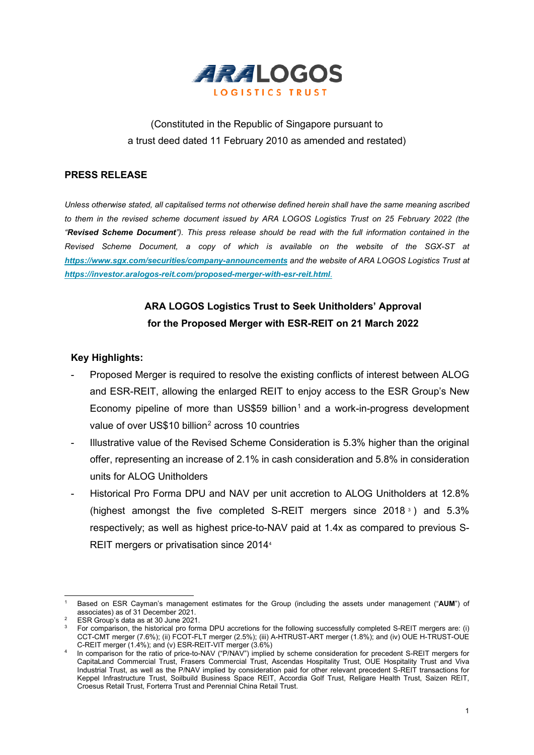ARA LOGOS

LOGISTICS TRUST

(Constituted in the Republic of Singapore pursuant to
a trust deed dated 11 February 2010 as amended and restated)

## PRESS RELEASE

*Unless otherwise stated, all capitalised terms not otherwise defined herein shall have the same meaning ascribed to them in the revised scheme document issued by ARA LOGOS Logistics Trust on 25 February 2022 (the "**Revised Scheme Document**"). This press release should be read with the full information contained in the Revised Scheme Document, a copy of which is available on the website of the SGX-ST at **https://www.sgx.com/securities/company-announcements** and the website of ARA LOGOS Logistics Trust at **https://investor.aralogos-reit.com/proposed-merger-with-esr-reit.html**.*

### ARA LOGOS Logistics Trust to Seek Unitholders' Approval for the Proposed Merger with ESR-REIT on 21 March 2022

**Key Highlights:**

- Proposed Merger is required to resolve the existing conflicts of interest between ALOG and ESR-REIT, allowing the enlarged REIT to enjoy access to the ESR Group's New Economy pipeline of more than US$59 billion[1] and a work-in-progress development value of over US$10 billion[2] across 10 countries
- Illustrative value of the Revised Scheme Consideration is 5.3% higher than the original offer, representing an increase of 2.1% in cash consideration and 5.8% in consideration units for ALOG Unitholders
- Historical Pro Forma DPU and NAV per unit accretion to ALOG Unitholders at 12.8% (highest amongst the five completed S-REIT mergers since 2018[3]) and 5.3% respectively; as well as highest price-to-NAV paid at 1.4x as compared to previous S-REIT mergers or privatisation since 2014[4]

---

[1] Based on ESR Cayman's management estimates for the Group (including the assets under management ("**AUM**") of associates) as of 31 December 2021.

[2] ESR Group's data as at 30 June 2021.

[3] For comparison, the historical pro forma DPU accretions for the following successfully completed S-REIT mergers are: (i) CCT-CMT merger (7.6%); (ii) FCOT-FLT merger (2.5%); (iii) A-HTRUST-ART merger (1.8%); and (iv) OUE H-TRUST-OUE C-REIT merger (1.4%); and (v) ESR-REIT-VIT merger (3.6%)

[4] In comparison for the ratio of price-to-NAV ("P/NAV") implied by scheme consideration for precedent S-REIT mergers for CapitaLand Commercial Trust, Frasers Commercial Trust, Ascendas Hospitality Trust, OUE Hospitality Trust and Viva Industrial Trust, as well as the P/NAV implied by consideration paid for other relevant precedent S-REIT transactions for Keppel Infrastructure Trust, Soilbuild Business Space REIT, Accordia Golf Trust, Religare Health Trust, Saizen REIT, Croesus Retail Trust, Forterra Trust and Perennial China Retail Trust.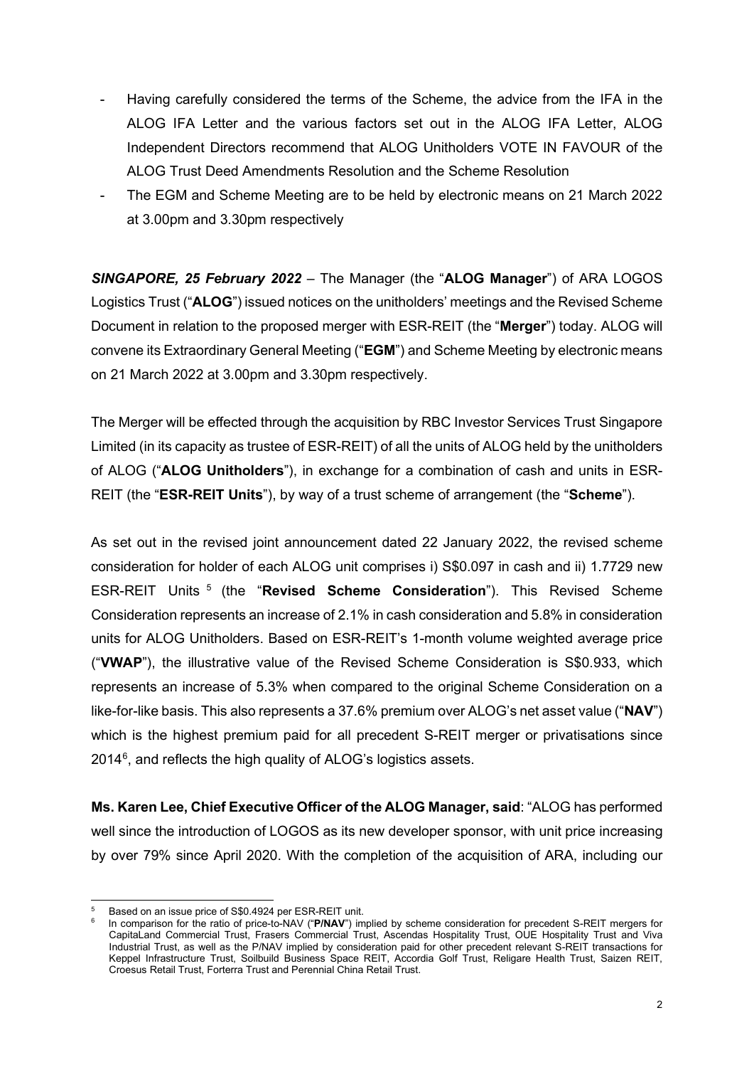- Having carefully considered the terms of the Scheme, the advice from the IFA in the ALOG IFA Letter and the various factors set out in the ALOG IFA Letter, ALOG Independent Directors recommend that ALOG Unitholders VOTE IN FAVOUR of the ALOG Trust Deed Amendments Resolution and the Scheme Resolution
- The EGM and Scheme Meeting are to be held by electronic means on 21 March 2022 at 3.00pm and 3.30pm respectively

***SINGAPORE, 25 February 2022*** – The Manager (the "**ALOG Manager**") of ARA LOGOS Logistics Trust ("**ALOG**") issued notices on the unitholders' meetings and the Revised Scheme Document in relation to the proposed merger with ESR-REIT (the "**Merger**") today. ALOG will convene its Extraordinary General Meeting ("**EGM**") and Scheme Meeting by electronic means on 21 March 2022 at 3.00pm and 3.30pm respectively.

The Merger will be effected through the acquisition by RBC Investor Services Trust Singapore Limited (in its capacity as trustee of ESR-REIT) of all the units of ALOG held by the unitholders of ALOG ("**ALOG Unitholders**"), in exchange for a combination of cash and units in ESR-REIT (the "**ESR-REIT Units**"), by way of a trust scheme of arrangement (the "**Scheme**").

As set out in the revised joint announcement dated 22 January 2022, the revised scheme consideration for holder of each ALOG unit comprises i) S$0.097 in cash and ii) 1.7729 new ESR-REIT Units [5] (the "**Revised Scheme Consideration**"). This Revised Scheme Consideration represents an increase of 2.1% in cash consideration and 5.8% in consideration units for ALOG Unitholders. Based on ESR-REIT's 1-month volume weighted average price ("**VWAP**"), the illustrative value of the Revised Scheme Consideration is S$0.933, which represents an increase of 5.3% when compared to the original Scheme Consideration on a like-for-like basis. This also represents a 37.6% premium over ALOG's net asset value ("**NAV**") which is the highest premium paid for all precedent S-REIT merger or privatisations since 2014[6], and reflects the high quality of ALOG's logistics assets.

**Ms. Karen Lee, Chief Executive Officer of the ALOG Manager, said**: "ALOG has performed well since the introduction of LOGOS as its new developer sponsor, with unit price increasing by over 79% since April 2020. With the completion of the acquisition of ARA, including our

---

[5] Based on an issue price of S$0.4924 per ESR-REIT unit.

[6] In comparison for the ratio of price-to-NAV ("**P/NAV**") implied by scheme consideration for precedent S-REIT mergers for CapitaLand Commercial Trust, Frasers Commercial Trust, Ascendas Hospitality Trust, OUE Hospitality Trust and Viva Industrial Trust, as well as the P/NAV implied by consideration paid for other precedent relevant S-REIT transactions for Keppel Infrastructure Trust, Soilbuild Business Space REIT, Accordia Golf Trust, Religare Health Trust, Saizen REIT, Croesus Retail Trust, Forterra Trust and Perennial China Retail Trust.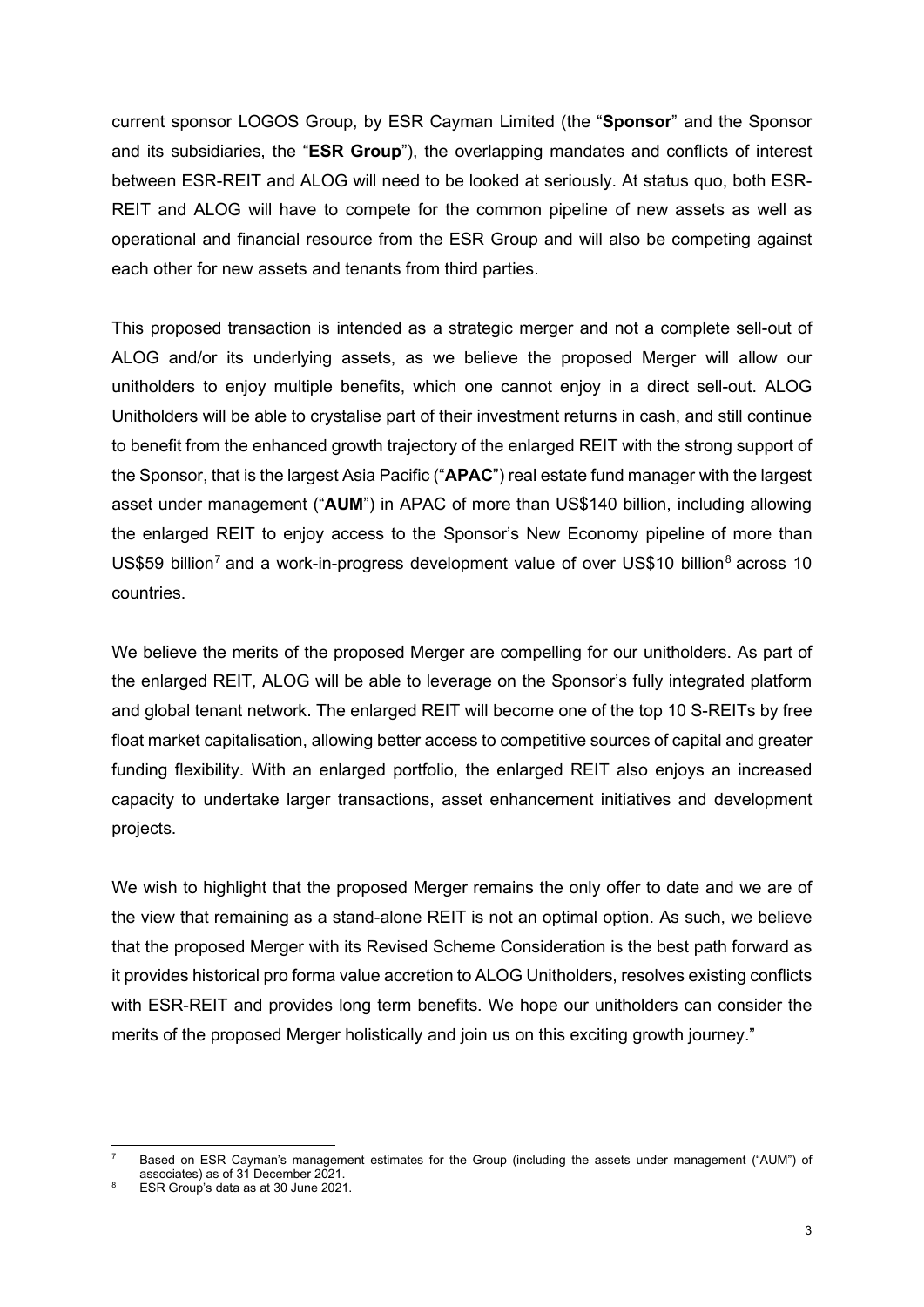current sponsor LOGOS Group, by ESR Cayman Limited (the "**Sponsor**" and the Sponsor and its subsidiaries, the "**ESR Group**"), the overlapping mandates and conflicts of interest between ESR-REIT and ALOG will need to be looked at seriously. At status quo, both ESR-REIT and ALOG will have to compete for the common pipeline of new assets as well as operational and financial resource from the ESR Group and will also be competing against each other for new assets and tenants from third parties.

This proposed transaction is intended as a strategic merger and not a complete sell-out of ALOG and/or its underlying assets, as we believe the proposed Merger will allow our unitholders to enjoy multiple benefits, which one cannot enjoy in a direct sell-out. ALOG Unitholders will be able to crystalise part of their investment returns in cash, and still continue to benefit from the enhanced growth trajectory of the enlarged REIT with the strong support of the Sponsor, that is the largest Asia Pacific ("**APAC**") real estate fund manager with the largest asset under management ("**AUM**") in APAC of more than US$140 billion, including allowing the enlarged REIT to enjoy access to the Sponsor's New Economy pipeline of more than US$59 billion[7] and a work-in-progress development value of over US$10 billion[8] across 10 countries.

We believe the merits of the proposed Merger are compelling for our unitholders. As part of the enlarged REIT, ALOG will be able to leverage on the Sponsor's fully integrated platform and global tenant network. The enlarged REIT will become one of the top 10 S-REITs by free float market capitalisation, allowing better access to competitive sources of capital and greater funding flexibility. With an enlarged portfolio, the enlarged REIT also enjoys an increased capacity to undertake larger transactions, asset enhancement initiatives and development projects.

We wish to highlight that the proposed Merger remains the only offer to date and we are of the view that remaining as a stand-alone REIT is not an optimal option. As such, we believe that the proposed Merger with its Revised Scheme Consideration is the best path forward as it provides historical pro forma value accretion to ALOG Unitholders, resolves existing conflicts with ESR-REIT and provides long term benefits. We hope our unitholders can consider the merits of the proposed Merger holistically and join us on this exciting growth journey."

---

[7] Based on ESR Cayman's management estimates for the Group (including the assets under management ("AUM") of associates) as of 31 December 2021.

[8] ESR Group's data as at 30 June 2021.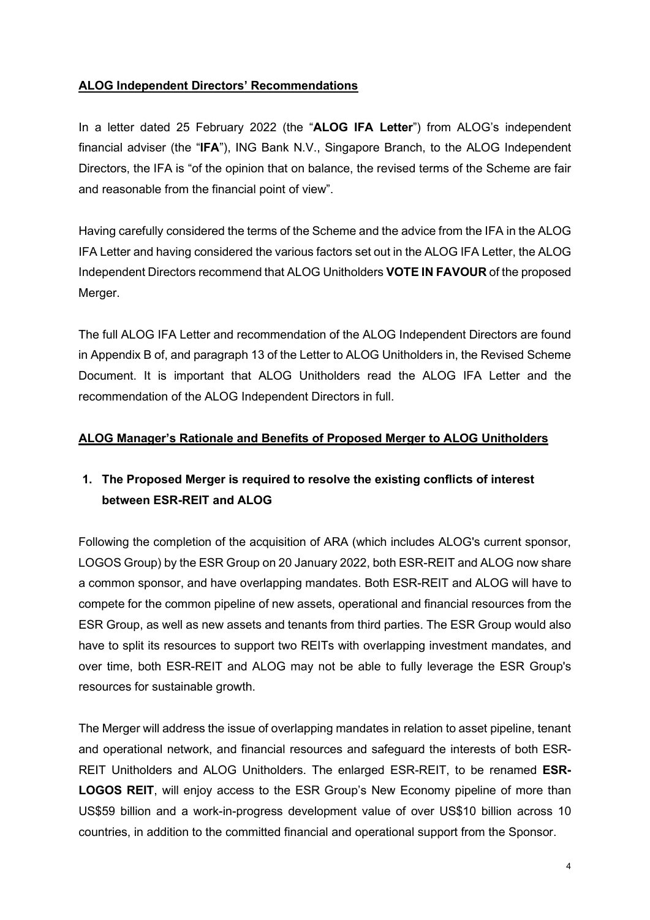## ALOG Independent Directors' Recommendations

In a letter dated 25 February 2022 (the "**ALOG IFA Letter**") from ALOG's independent financial adviser (the "**IFA**"), ING Bank N.V., Singapore Branch, to the ALOG Independent Directors, the IFA is "of the opinion that on balance, the revised terms of the Scheme are fair and reasonable from the financial point of view".

Having carefully considered the terms of the Scheme and the advice from the IFA in the ALOG IFA Letter and having considered the various factors set out in the ALOG IFA Letter, the ALOG Independent Directors recommend that ALOG Unitholders **VOTE IN FAVOUR** of the proposed Merger.

The full ALOG IFA Letter and recommendation of the ALOG Independent Directors are found in Appendix B of, and paragraph 13 of the Letter to ALOG Unitholders in, the Revised Scheme Document. It is important that ALOG Unitholders read the ALOG IFA Letter and the recommendation of the ALOG Independent Directors in full.

## ALOG Manager's Rationale and Benefits of Proposed Merger to ALOG Unitholders

### 1. The Proposed Merger is required to resolve the existing conflicts of interest between ESR-REIT and ALOG

Following the completion of the acquisition of ARA (which includes ALOG's current sponsor, LOGOS Group) by the ESR Group on 20 January 2022, both ESR-REIT and ALOG now share a common sponsor, and have overlapping mandates. Both ESR-REIT and ALOG will have to compete for the common pipeline of new assets, operational and financial resources from the ESR Group, as well as new assets and tenants from third parties. The ESR Group would also have to split its resources to support two REITs with overlapping investment mandates, and over time, both ESR-REIT and ALOG may not be able to fully leverage the ESR Group's resources for sustainable growth.

The Merger will address the issue of overlapping mandates in relation to asset pipeline, tenant and operational network, and financial resources and safeguard the interests of both ESR-REIT Unitholders and ALOG Unitholders. The enlarged ESR-REIT, to be renamed **ESR-LOGOS REIT**, will enjoy access to the ESR Group's New Economy pipeline of more than US$59 billion and a work-in-progress development value of over US$10 billion across 10 countries, in addition to the committed financial and operational support from the Sponsor.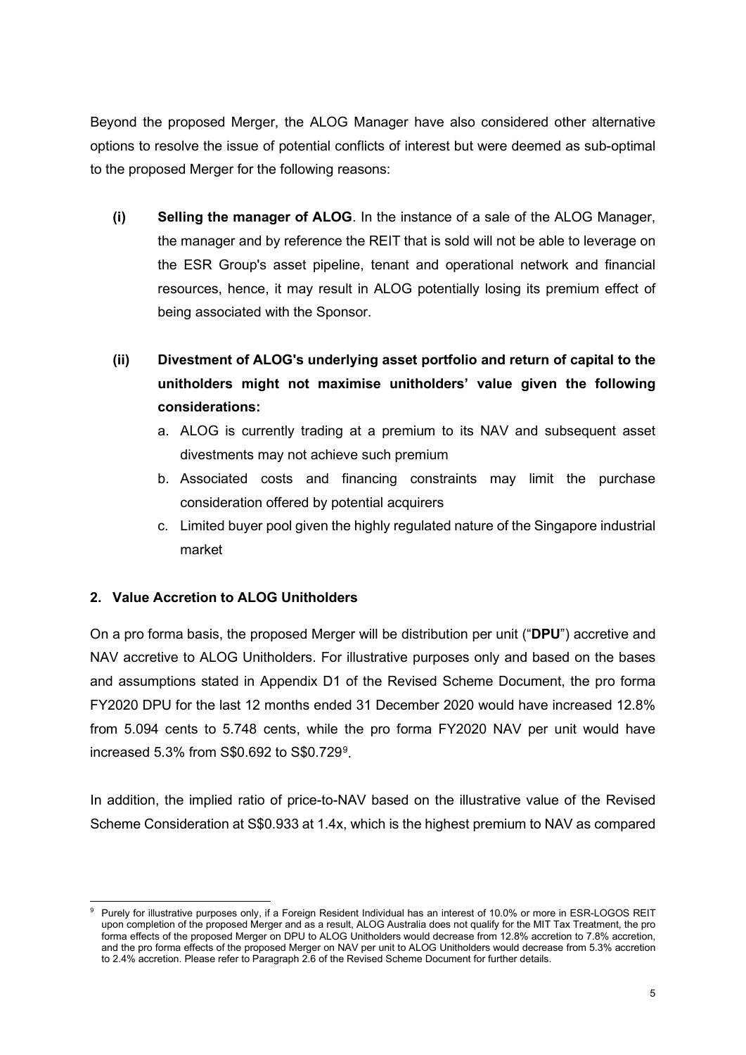Beyond the proposed Merger, the ALOG Manager have also considered other alternative options to resolve the issue of potential conflicts of interest but were deemed as sub-optimal to the proposed Merger for the following reasons:

**(i) Selling the manager of ALOG**. In the instance of a sale of the ALOG Manager, the manager and by reference the REIT that is sold will not be able to leverage on the ESR Group's asset pipeline, tenant and operational network and financial resources, hence, it may result in ALOG potentially losing its premium effect of being associated with the Sponsor.

**(ii) Divestment of ALOG's underlying asset portfolio and return of capital to the unitholders might not maximise unitholders' value given the following considerations:**

a. ALOG is currently trading at a premium to its NAV and subsequent asset divestments may not achieve such premium

b. Associated costs and financing constraints may limit the purchase consideration offered by potential acquirers

c. Limited buyer pool given the highly regulated nature of the Singapore industrial market

## 2. Value Accretion to ALOG Unitholders

On a pro forma basis, the proposed Merger will be distribution per unit ("**DPU**") accretive and NAV accretive to ALOG Unitholders. For illustrative purposes only and based on the bases and assumptions stated in Appendix D1 of the Revised Scheme Document, the pro forma FY2020 DPU for the last 12 months ended 31 December 2020 would have increased 12.8% from 5.094 cents to 5.748 cents, while the pro forma FY2020 NAV per unit would have increased 5.3% from S$0.692 to S$0.729[9].

In addition, the implied ratio of price-to-NAV based on the illustrative value of the Revised Scheme Consideration at S$0.933 at 1.4x, which is the highest premium to NAV as compared

[9] Purely for illustrative purposes only, if a Foreign Resident Individual has an interest of 10.0% or more in ESR-LOGOS REIT upon completion of the proposed Merger and as a result, ALOG Australia does not qualify for the MIT Tax Treatment, the pro forma effects of the proposed Merger on DPU to ALOG Unitholders would decrease from 12.8% accretion to 7.8% accretion, and the pro forma effects of the proposed Merger on NAV per unit to ALOG Unitholders would decrease from 5.3% accretion to 2.4% accretion. Please refer to Paragraph 2.6 of the Revised Scheme Document for further details.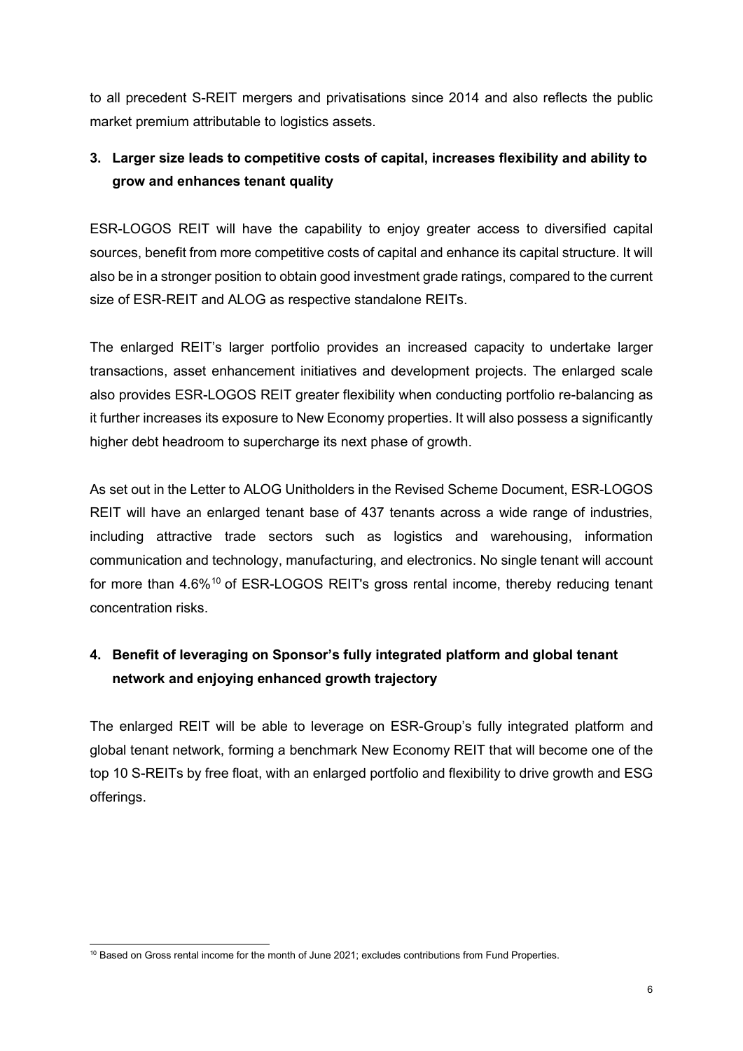to all precedent S-REIT mergers and privatisations since 2014 and also reflects the public market premium attributable to logistics assets.

**3. Larger size leads to competitive costs of capital, increases flexibility and ability to grow and enhances tenant quality**

ESR-LOGOS REIT will have the capability to enjoy greater access to diversified capital sources, benefit from more competitive costs of capital and enhance its capital structure. It will also be in a stronger position to obtain good investment grade ratings, compared to the current size of ESR-REIT and ALOG as respective standalone REITs.

The enlarged REIT's larger portfolio provides an increased capacity to undertake larger transactions, asset enhancement initiatives and development projects. The enlarged scale also provides ESR-LOGOS REIT greater flexibility when conducting portfolio re-balancing as it further increases its exposure to New Economy properties. It will also possess a significantly higher debt headroom to supercharge its next phase of growth.

As set out in the Letter to ALOG Unitholders in the Revised Scheme Document, ESR-LOGOS REIT will have an enlarged tenant base of 437 tenants across a wide range of industries, including attractive trade sectors such as logistics and warehousing, information communication and technology, manufacturing, and electronics. No single tenant will account for more than 4.6%[10] of ESR-LOGOS REIT's gross rental income, thereby reducing tenant concentration risks.

**4. Benefit of leveraging on Sponsor's fully integrated platform and global tenant network and enjoying enhanced growth trajectory**

The enlarged REIT will be able to leverage on ESR-Group's fully integrated platform and global tenant network, forming a benchmark New Economy REIT that will become one of the top 10 S-REITs by free float, with an enlarged portfolio and flexibility to drive growth and ESG offerings.

[10] Based on Gross rental income for the month of June 2021; excludes contributions from Fund Properties.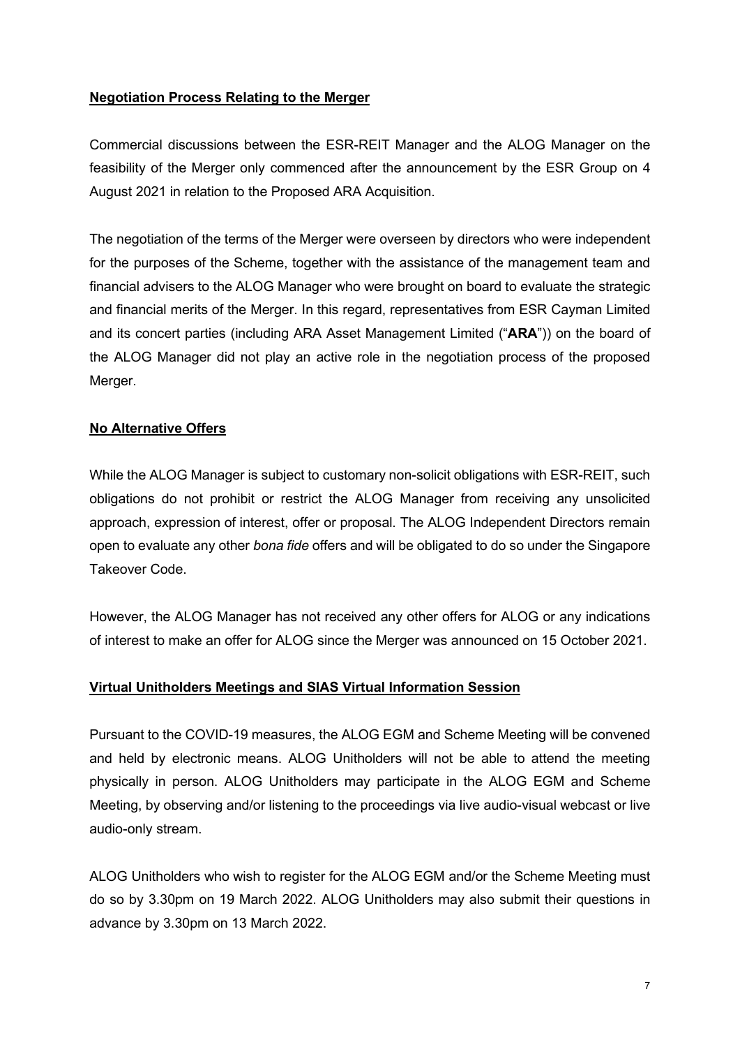**Negotiation Process Relating to the Merger**

Commercial discussions between the ESR-REIT Manager and the ALOG Manager on the feasibility of the Merger only commenced after the announcement by the ESR Group on 4 August 2021 in relation to the Proposed ARA Acquisition.

The negotiation of the terms of the Merger were overseen by directors who were independent for the purposes of the Scheme, together with the assistance of the management team and financial advisers to the ALOG Manager who were brought on board to evaluate the strategic and financial merits of the Merger. In this regard, representatives from ESR Cayman Limited and its concert parties (including ARA Asset Management Limited ("**ARA**")) on the board of the ALOG Manager did not play an active role in the negotiation process of the proposed Merger.

**No Alternative Offers**

While the ALOG Manager is subject to customary non-solicit obligations with ESR-REIT, such obligations do not prohibit or restrict the ALOG Manager from receiving any unsolicited approach, expression of interest, offer or proposal. The ALOG Independent Directors remain open to evaluate any other *bona fide* offers and will be obligated to do so under the Singapore Takeover Code.

However, the ALOG Manager has not received any other offers for ALOG or any indications of interest to make an offer for ALOG since the Merger was announced on 15 October 2021.

**Virtual Unitholders Meetings and SIAS Virtual Information Session**

Pursuant to the COVID-19 measures, the ALOG EGM and Scheme Meeting will be convened and held by electronic means. ALOG Unitholders will not be able to attend the meeting physically in person. ALOG Unitholders may participate in the ALOG EGM and Scheme Meeting, by observing and/or listening to the proceedings via live audio-visual webcast or live audio-only stream.

ALOG Unitholders who wish to register for the ALOG EGM and/or the Scheme Meeting must do so by 3.30pm on 19 March 2022. ALOG Unitholders may also submit their questions in advance by 3.30pm on 13 March 2022.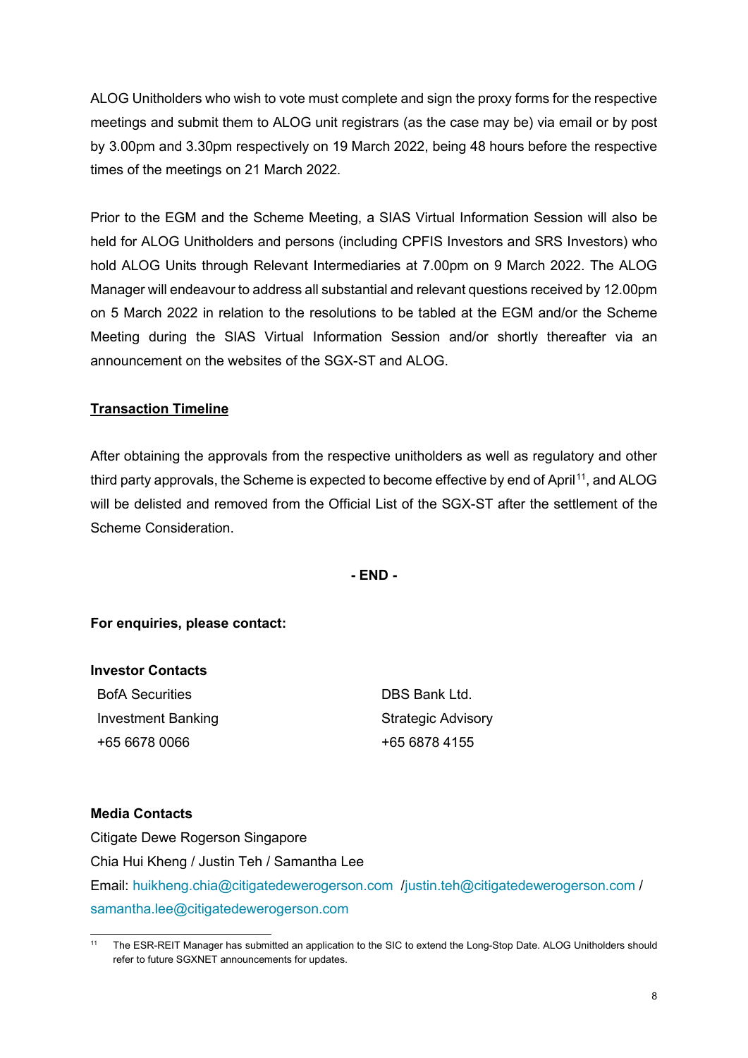ALOG Unitholders who wish to vote must complete and sign the proxy forms for the respective meetings and submit them to ALOG unit registrars (as the case may be) via email or by post by 3.00pm and 3.30pm respectively on 19 March 2022, being 48 hours before the respective times of the meetings on 21 March 2022.

Prior to the EGM and the Scheme Meeting, a SIAS Virtual Information Session will also be held for ALOG Unitholders and persons (including CPFIS Investors and SRS Investors) who hold ALOG Units through Relevant Intermediaries at 7.00pm on 9 March 2022. The ALOG Manager will endeavour to address all substantial and relevant questions received by 12.00pm on 5 March 2022 in relation to the resolutions to be tabled at the EGM and/or the Scheme Meeting during the SIAS Virtual Information Session and/or shortly thereafter via an announcement on the websites of the SGX-ST and ALOG.

**Transaction Timeline**

After obtaining the approvals from the respective unitholders as well as regulatory and other third party approvals, the Scheme is expected to become effective by end of April[11], and ALOG will be delisted and removed from the Official List of the SGX-ST after the settlement of the Scheme Consideration.

**- END -**

**For enquiries, please contact:**

**Investor Contacts**

BofA Securities
Investment Banking
+65 6678 0066

DBS Bank Ltd.
Strategic Advisory
+65 6878 4155

**Media Contacts**

Citigate Dewe Rogerson Singapore
Chia Hui Kheng / Justin Teh / Samantha Lee
Email: huikheng.chia@citigatedewerogerson.com / justin.teh@citigatedewerogerson.com / samantha.lee@citigatedewerogerson.com

---

[11] The ESR-REIT Manager has submitted an application to the SIC to extend the Long-Stop Date. ALOG Unitholders should refer to future SGXNET announcements for updates.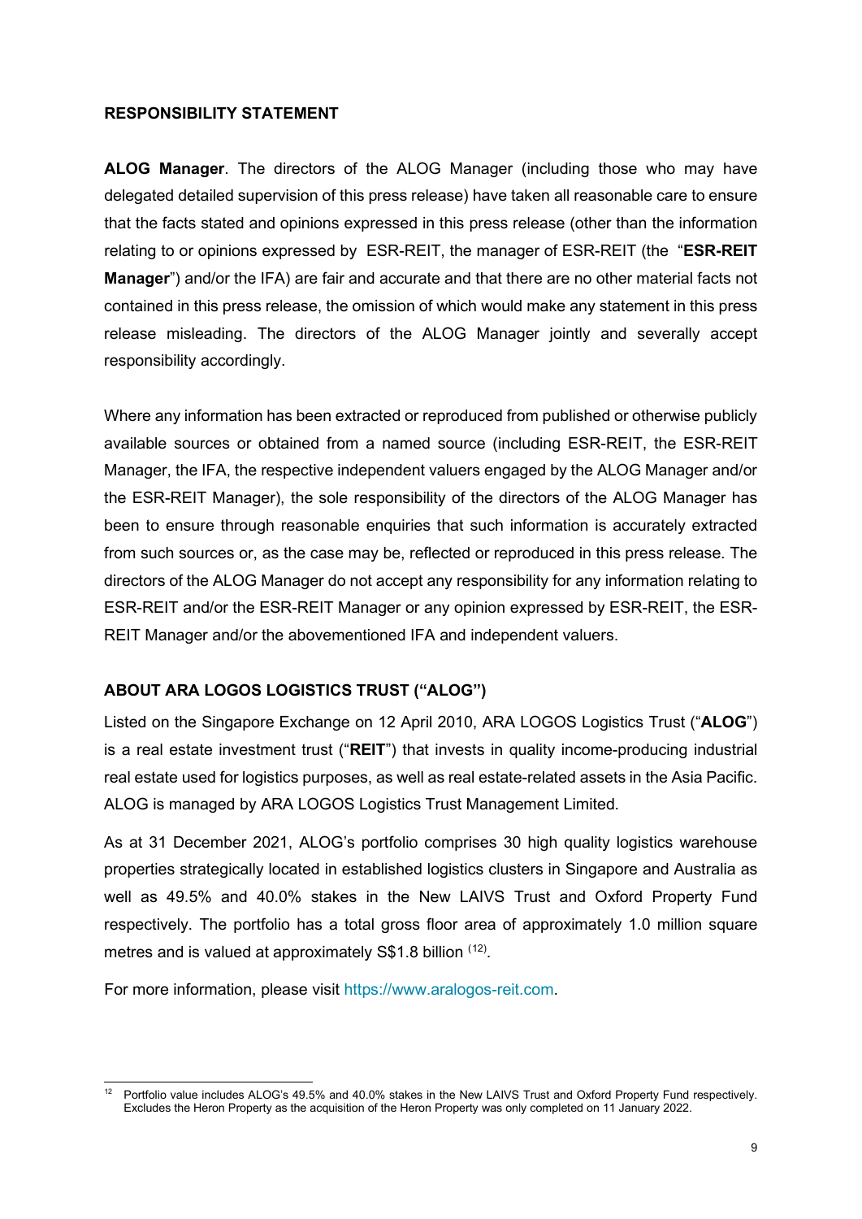## RESPONSIBILITY STATEMENT

**ALOG Manager**. The directors of the ALOG Manager (including those who may have delegated detailed supervision of this press release) have taken all reasonable care to ensure that the facts stated and opinions expressed in this press release (other than the information relating to or opinions expressed by ESR-REIT, the manager of ESR-REIT (the "**ESR-REIT Manager**") and/or the IFA) are fair and accurate and that there are no other material facts not contained in this press release, the omission of which would make any statement in this press release misleading. The directors of the ALOG Manager jointly and severally accept responsibility accordingly.

Where any information has been extracted or reproduced from published or otherwise publicly available sources or obtained from a named source (including ESR-REIT, the ESR-REIT Manager, the IFA, the respective independent valuers engaged by the ALOG Manager and/or the ESR-REIT Manager), the sole responsibility of the directors of the ALOG Manager has been to ensure through reasonable enquiries that such information is accurately extracted from such sources or, as the case may be, reflected or reproduced in this press release. The directors of the ALOG Manager do not accept any responsibility for any information relating to ESR-REIT and/or the ESR-REIT Manager or any opinion expressed by ESR-REIT, the ESR-REIT Manager and/or the abovementioned IFA and independent valuers.

## ABOUT ARA LOGOS LOGISTICS TRUST ("ALOG")

Listed on the Singapore Exchange on 12 April 2010, ARA LOGOS Logistics Trust ("**ALOG**") is a real estate investment trust ("**REIT**") that invests in quality income-producing industrial real estate used for logistics purposes, as well as real estate-related assets in the Asia Pacific. ALOG is managed by ARA LOGOS Logistics Trust Management Limited.

As at 31 December 2021, ALOG's portfolio comprises 30 high quality logistics warehouse properties strategically located in established logistics clusters in Singapore and Australia as well as 49.5% and 40.0% stakes in the New LAIVS Trust and Oxford Property Fund respectively. The portfolio has a total gross floor area of approximately 1.0 million square metres and is valued at approximately S$1.8 billion [12].

For more information, please visit https://www.aralogos-reit.com.

---

[12] Portfolio value includes ALOG's 49.5% and 40.0% stakes in the New LAIVS Trust and Oxford Property Fund respectively. Excludes the Heron Property as the acquisition of the Heron Property was only completed on 11 January 2022.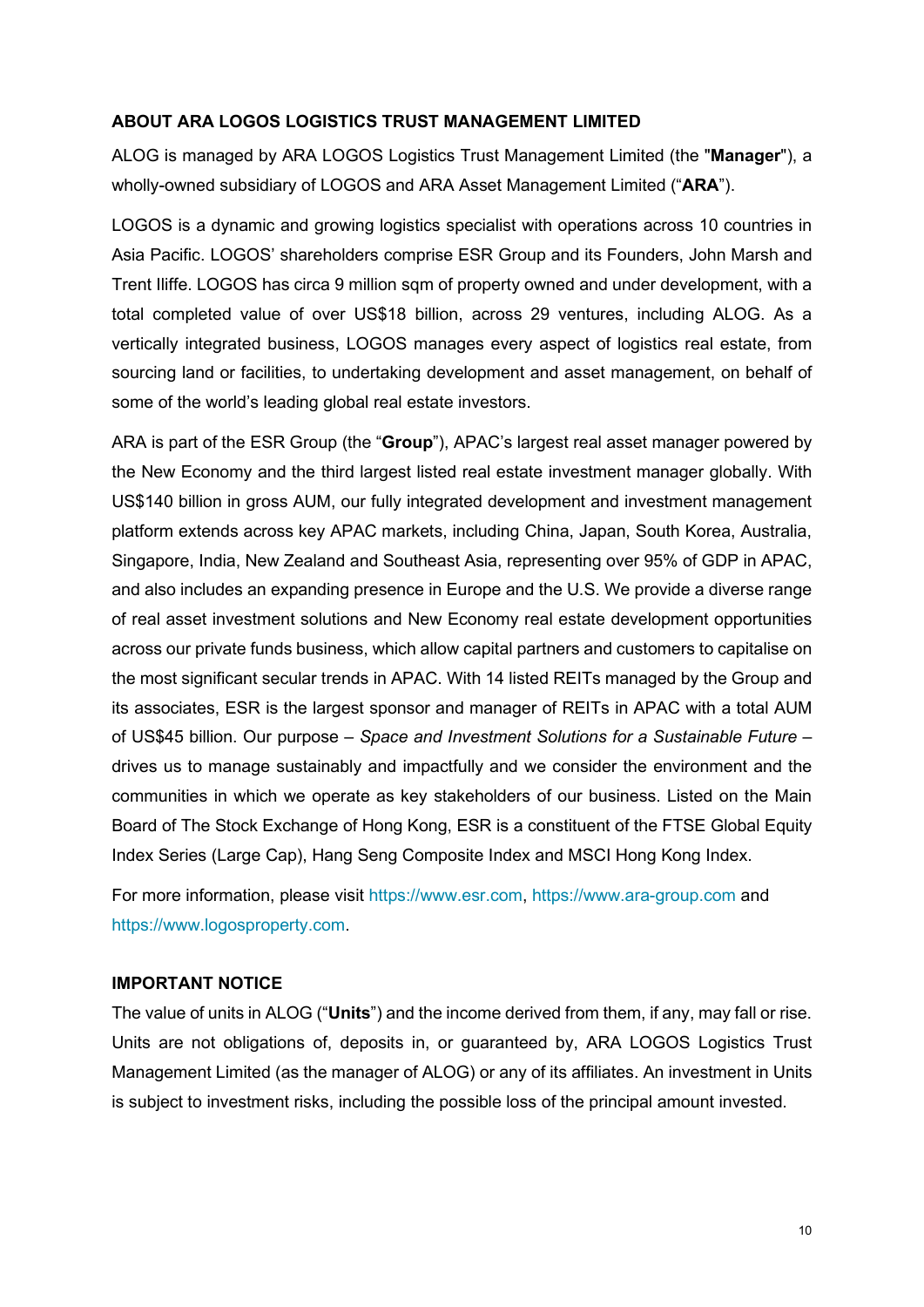**ABOUT ARA LOGOS LOGISTICS TRUST MANAGEMENT LIMITED**

ALOG is managed by ARA LOGOS Logistics Trust Management Limited (the "**Manager**"), a wholly-owned subsidiary of LOGOS and ARA Asset Management Limited ("**ARA**").

LOGOS is a dynamic and growing logistics specialist with operations across 10 countries in Asia Pacific. LOGOS' shareholders comprise ESR Group and its Founders, John Marsh and Trent Iliffe. LOGOS has circa 9 million sqm of property owned and under development, with a total completed value of over US$18 billion, across 29 ventures, including ALOG. As a vertically integrated business, LOGOS manages every aspect of logistics real estate, from sourcing land or facilities, to undertaking development and asset management, on behalf of some of the world's leading global real estate investors.

ARA is part of the ESR Group (the "**Group**"), APAC's largest real asset manager powered by the New Economy and the third largest listed real estate investment manager globally. With US$140 billion in gross AUM, our fully integrated development and investment management platform extends across key APAC markets, including China, Japan, South Korea, Australia, Singapore, India, New Zealand and Southeast Asia, representing over 95% of GDP in APAC, and also includes an expanding presence in Europe and the U.S. We provide a diverse range of real asset investment solutions and New Economy real estate development opportunities across our private funds business, which allow capital partners and customers to capitalise on the most significant secular trends in APAC. With 14 listed REITs managed by the Group and its associates, ESR is the largest sponsor and manager of REITs in APAC with a total AUM of US$45 billion. Our purpose – *Space and Investment Solutions for a Sustainable Future* – drives us to manage sustainably and impactfully and we consider the environment and the communities in which we operate as key stakeholders of our business. Listed on the Main Board of The Stock Exchange of Hong Kong, ESR is a constituent of the FTSE Global Equity Index Series (Large Cap), Hang Seng Composite Index and MSCI Hong Kong Index.

For more information, please visit https://www.esr.com, https://www.ara-group.com and https://www.logosproperty.com.

**IMPORTANT NOTICE**

The value of units in ALOG ("**Units**") and the income derived from them, if any, may fall or rise. Units are not obligations of, deposits in, or guaranteed by, ARA LOGOS Logistics Trust Management Limited (as the manager of ALOG) or any of its affiliates. An investment in Units is subject to investment risks, including the possible loss of the principal amount invested.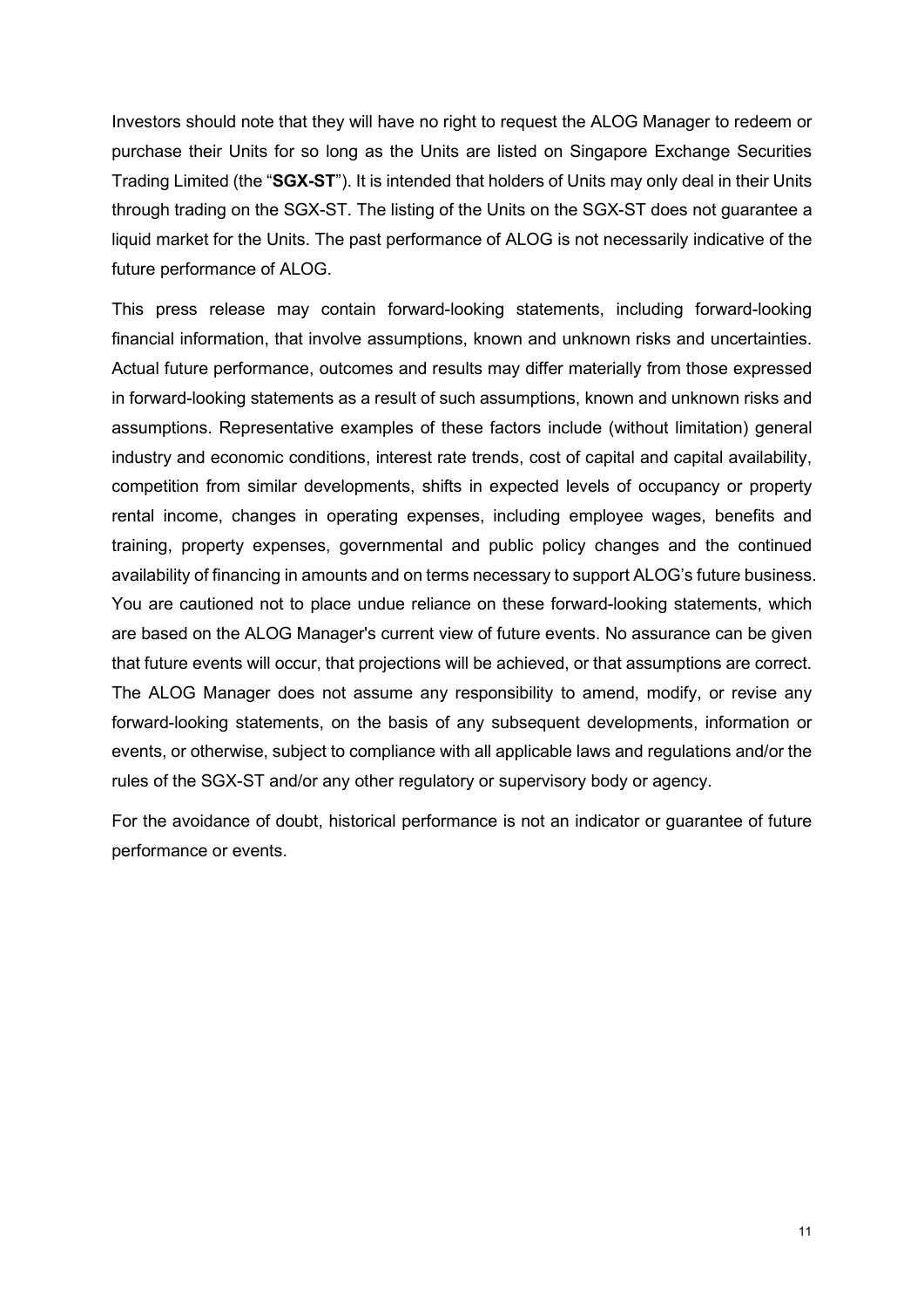Investors should note that they will have no right to request the ALOG Manager to redeem or purchase their Units for so long as the Units are listed on Singapore Exchange Securities Trading Limited (the "**SGX-ST**"). It is intended that holders of Units may only deal in their Units through trading on the SGX-ST. The listing of the Units on the SGX-ST does not guarantee a liquid market for the Units. The past performance of ALOG is not necessarily indicative of the future performance of ALOG.

This press release may contain forward-looking statements, including forward-looking financial information, that involve assumptions, known and unknown risks and uncertainties. Actual future performance, outcomes and results may differ materially from those expressed in forward-looking statements as a result of such assumptions, known and unknown risks and assumptions. Representative examples of these factors include (without limitation) general industry and economic conditions, interest rate trends, cost of capital and capital availability, competition from similar developments, shifts in expected levels of occupancy or property rental income, changes in operating expenses, including employee wages, benefits and training, property expenses, governmental and public policy changes and the continued availability of financing in amounts and on terms necessary to support ALOG's future business. You are cautioned not to place undue reliance on these forward-looking statements, which are based on the ALOG Manager's current view of future events. No assurance can be given that future events will occur, that projections will be achieved, or that assumptions are correct. The ALOG Manager does not assume any responsibility to amend, modify, or revise any forward-looking statements, on the basis of any subsequent developments, information or events, or otherwise, subject to compliance with all applicable laws and regulations and/or the rules of the SGX-ST and/or any other regulatory or supervisory body or agency.

For the avoidance of doubt, historical performance is not an indicator or guarantee of future performance or events.